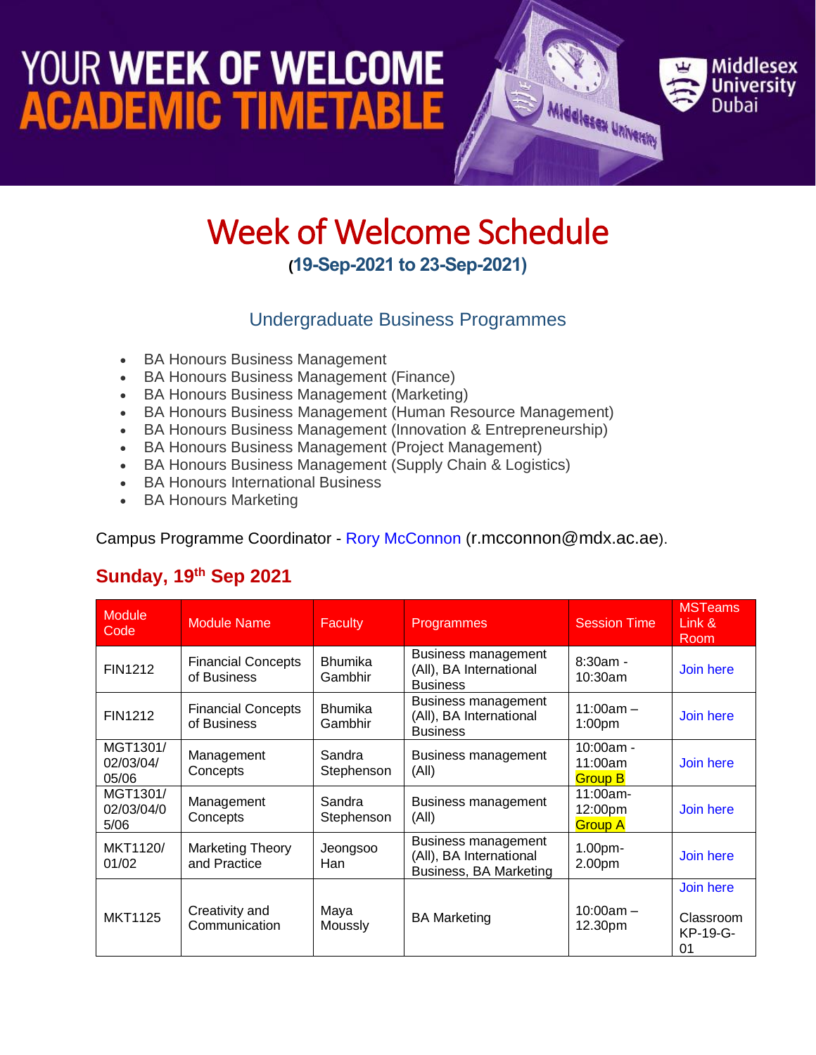# YOUR WEEK OF WELCOME ACADEMIC TIMETABLE

Middlesex University Dubai

# Week of Welcome Schedule

**(19-Sep-2021 to 23-Sep-2021)**

## Undergraduate Business Programmes

- BA Honours Business Management
- BA Honours Business Management (Finance)
- BA Honours Business Management (Marketing)
- BA Honours Business Management (Human Resource Management)
- BA Honours Business Management (Innovation & Entrepreneurship)
- BA Honours Business Management (Project Management)
- BA Honours Business Management (Supply Chain & Logistics)
- BA Honours International Business
- BA Honours Marketing

Campus Programme Coordinator - Rory McConnon (r.mcconnon@mdx.ac.ae).

## Sunday, 19th Sep 2021

| Module Code | Module Name | Faculty | Programmes | Session Time | MSTeams Link & Room |
|---|---|---|---|---|---|
| FIN1212 | Financial Concepts of Business | Bhumika Gambhir | Business management (All), BA International Business | 8:30am - 10:30am | Join here |
| FIN1212 | Financial Concepts of Business | Bhumika Gambhir | Business management (All), BA International Business | 11:00am – 1:00pm | Join here |
| MGT1301/ 02/03/04/ 05/06 | Management Concepts | Sandra Stephenson | Business management (All) | 10:00am - 11:00am Group B | Join here |
| MGT1301/ 02/03/04/0 5/06 | Management Concepts | Sandra Stephenson | Business management (All) | 11:00am- 12:00pm Group A | Join here |
| MKT1120/ 01/02 | Marketing Theory and Practice | Jeongsoo Han | Business management (All), BA International Business, BA Marketing | 1.00pm- 2.00pm | Join here |
| MKT1125 | Creativity and Communication | Maya Moussly | BA Marketing | 10:00am – 12.30pm | Join here<br><br>Classroom KP-19-G-01 |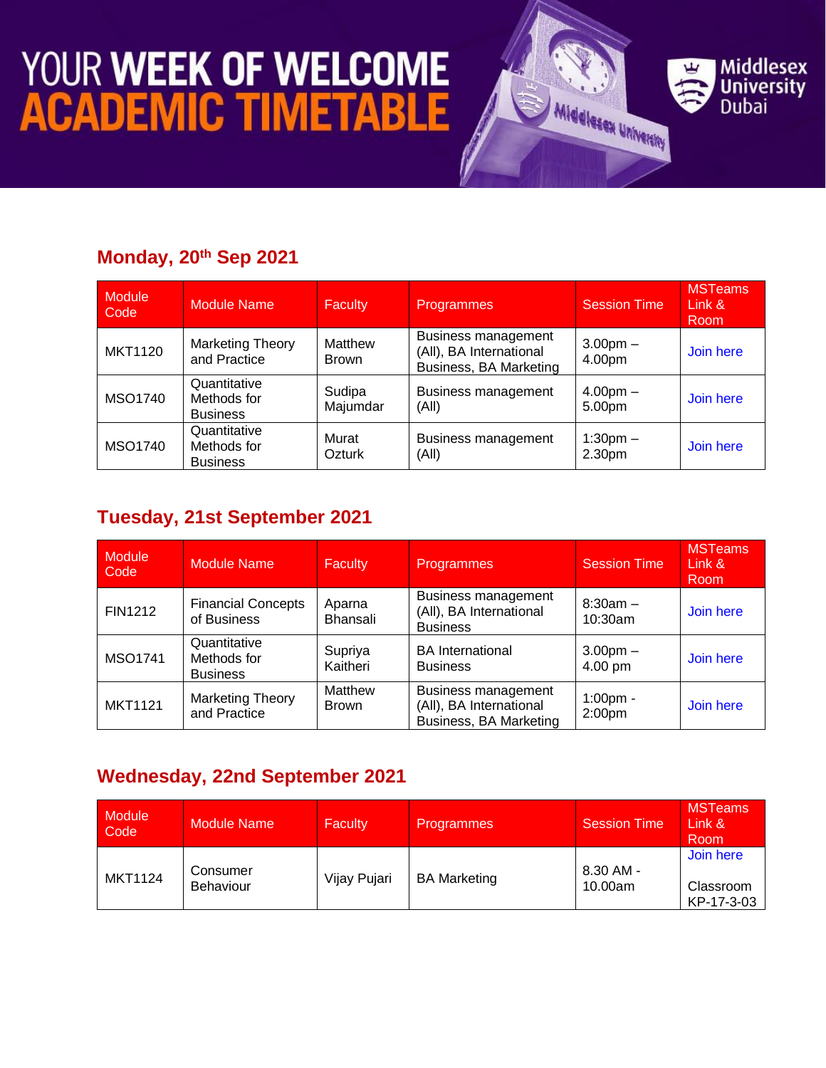# YOUR WEEK OF WELCOME ACADEMIC TIMETABLE

Middlesex University Dubai

## Monday, 20th Sep 2021

| Module Code | Module Name | Faculty | Programmes | Session Time | MSTeams Link & Room |
|---|---|---|---|---|---|
| MKT1120 | Marketing Theory and Practice | Matthew Brown | Business management (All), BA International Business, BA Marketing | 3.00pm – 4.00pm | Join here |
| MSO1740 | Quantitative Methods for Business | Sudipa Majumdar | Business management (All) | 4.00pm – 5.00pm | Join here |
| MSO1740 | Quantitative Methods for Business | Murat Ozturk | Business management (All) | 1:30pm – 2.30pm | Join here |

## Tuesday, 21st September 2021

| Module Code | Module Name | Faculty | Programmes | Session Time | MSTeams Link & Room |
|---|---|---|---|---|---|
| FIN1212 | Financial Concepts of Business | Aparna Bhansali | Business management (All), BA International Business | 8:30am – 10:30am | Join here |
| MSO1741 | Quantitative Methods for Business | Supriya Kaitheri | BA International Business | 3.00pm – 4.00 pm | Join here |
| MKT1121 | Marketing Theory and Practice | Matthew Brown | Business management (All), BA International Business, BA Marketing | 1:00pm - 2:00pm | Join here |

## Wednesday, 22nd September 2021

| Module Code | Module Name | Faculty | Programmes | Session Time | MSTeams Link & Room |
|---|---|---|---|---|---|
| MKT1124 | Consumer Behaviour | Vijay Pujari | BA Marketing | 8.30 AM - 10.00am | Join here<br><br>Classroom KP-17-3-03 |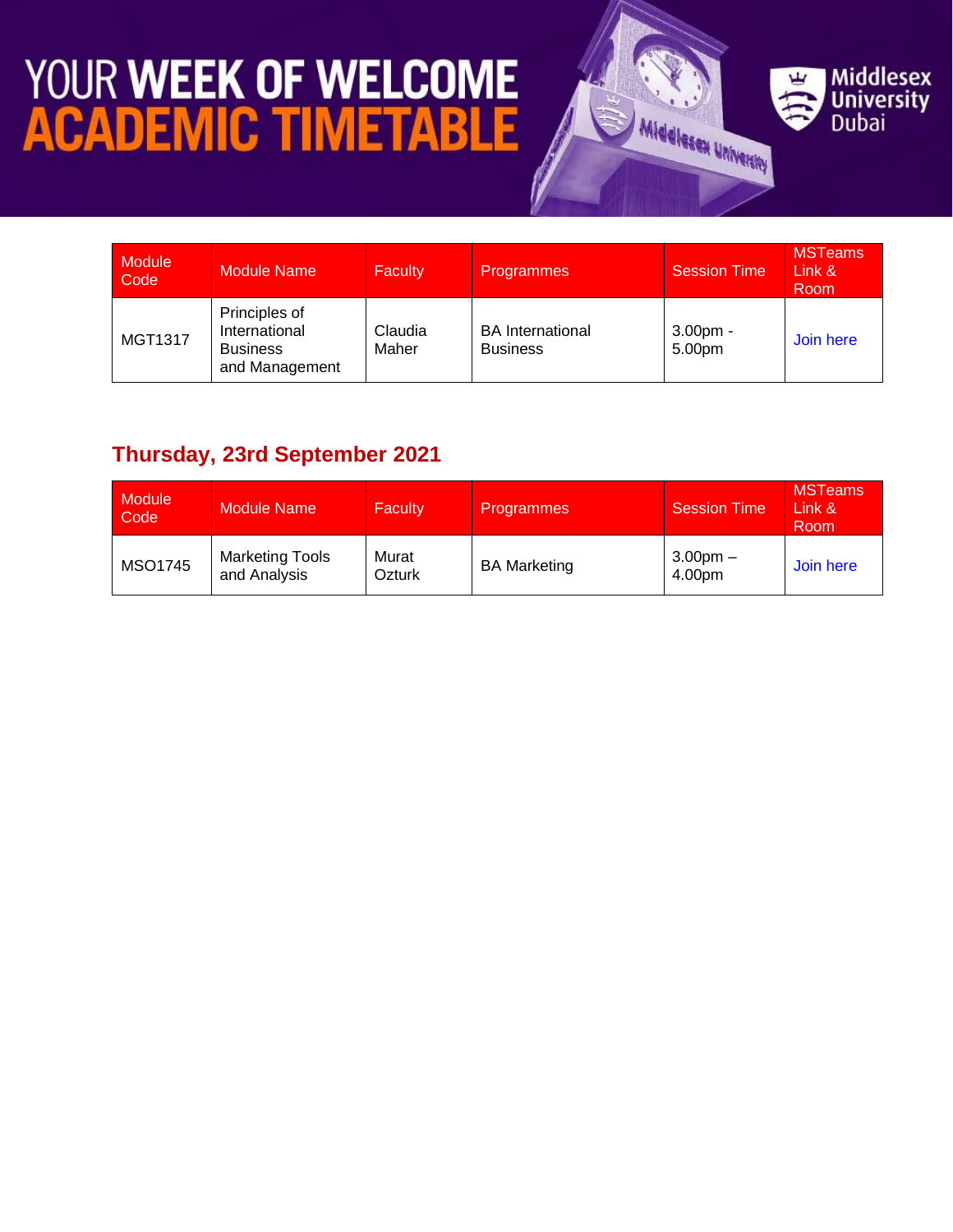# YOUR WEEK OF WELCOME ACADEMIC TIMETABLE

Middlesex University Dubai

| Module Code | Module Name | Faculty | Programmes | Session Time | MSTeams Link & Room |
|---|---|---|---|---|---|
| MGT1317 | Principles of International Business and Management | Claudia Maher | BA International Business | 3.00pm - 5.00pm | Join here |

## Thursday, 23rd September 2021

| Module Code | Module Name | Faculty | Programmes | Session Time | MSTeams Link & Room |
|---|---|---|---|---|---|
| MSO1745 | Marketing Tools and Analysis | Murat Ozturk | BA Marketing | 3.00pm – 4.00pm | Join here |